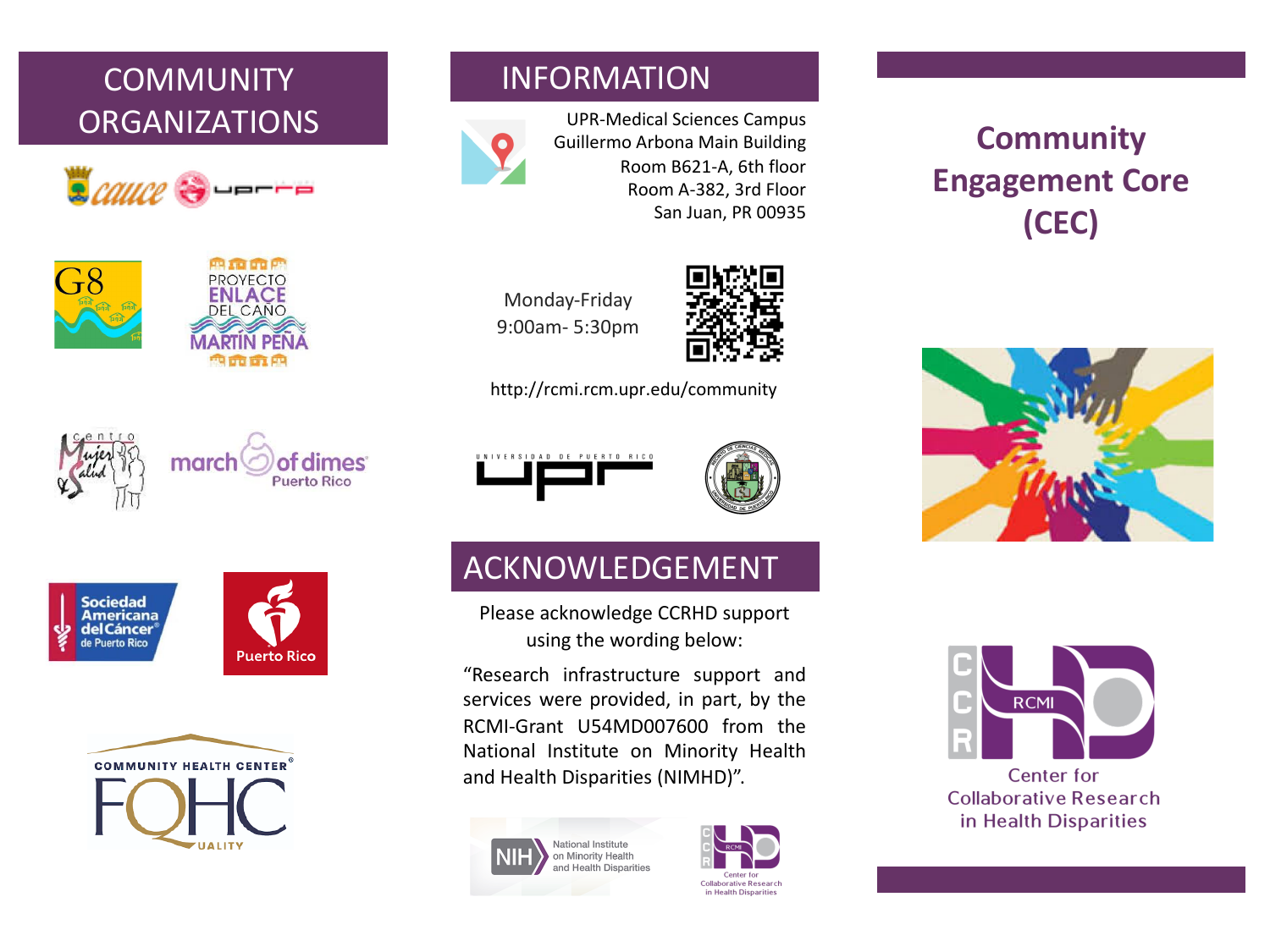# Community Engagement Core (CEC)

Center for Collaborative Research in Health Disparities

## COMMUNITY ORGANIZATIONS

## INFORMATION

UPR-Medical Sciences Campus
Guillermo Arbona Main Building
Room B621-A, 6th floor
Room A-382, 3rd Floor
San Juan, PR 00935

Monday-Friday
9:00am- 5:30pm

http://rcmi.rcm.upr.edu/community

## ACKNOWLEDGEMENT

Please acknowledge CCRHD support using the wording below:

"Research infrastructure support and services were provided, in part, by the RCMI-Grant U54MD007600 from the National Institute on Minority Health and Health Disparities (NIMHD)".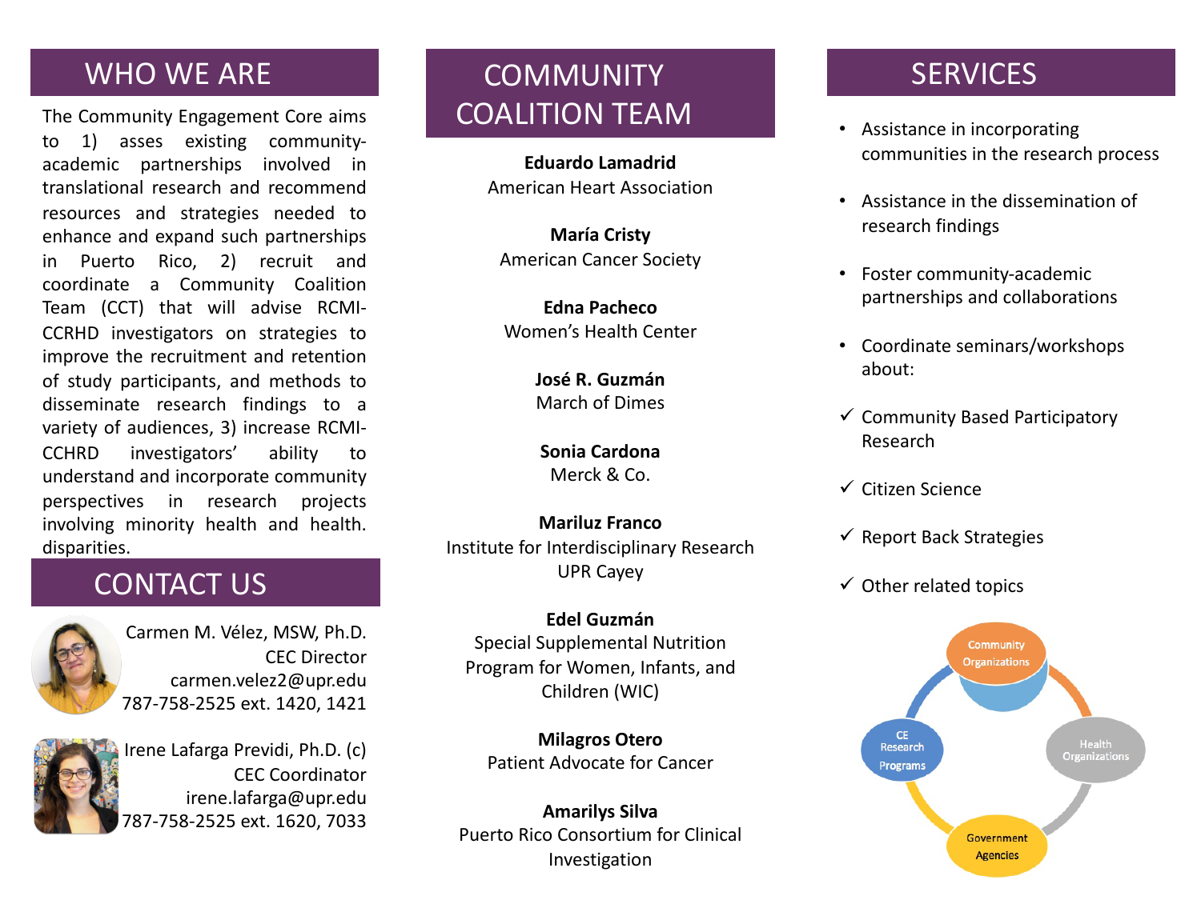## WHO WE ARE

The Community Engagement Core aims to 1) asses existing community-academic partnerships involved in translational research and recommend resources and strategies needed to enhance and expand such partnerships in Puerto Rico, 2) recruit and coordinate a Community Coalition Team (CCT) that will advise RCMI-CCRHD investigators on strategies to improve the recruitment and retention of study participants, and methods to disseminate research findings to a variety of audiences, 3) increase RCMI-CCHRD investigators' ability to understand and incorporate community perspectives in research projects involving minority health and health. disparities.

## CONTACT US

Carmen M. Vélez, MSW, Ph.D.
CEC Director
carmen.velez2@upr.edu
787-758-2525 ext. 1420, 1421

Irene Lafarga Previdi, Ph.D. (c)
CEC Coordinator
irene.lafarga@upr.edu
787-758-2525 ext. 1620, 7033

## COMMUNITY COALITION TEAM

**Eduardo Lamadrid**
American Heart Association

**María Cristy**
American Cancer Society

**Edna Pacheco**
Women's Health Center

**José R. Guzmán**
March of Dimes

**Sonia Cardona**
Merck & Co.

**Mariluz Franco**
Institute for Interdisciplinary Research
UPR Cayey

**Edel Guzmán**
Special Supplemental Nutrition Program for Women, Infants, and Children (WIC)

**Milagros Otero**
Patient Advocate for Cancer

**Amarilys Silva**
Puerto Rico Consortium for Clinical Investigation

## SERVICES

- Assistance in incorporating communities in the research process
- Assistance in the dissemination of research findings
- Foster community-academic partnerships and collaborations
- Coordinate seminars/workshops about:
  - ✓ Community Based Participatory Research
  - ✓ Citizen Science
  - ✓ Report Back Strategies
  - ✓ Other related topics

Community Organizations
Health Organizations
Government Agencies
CE Research Programs